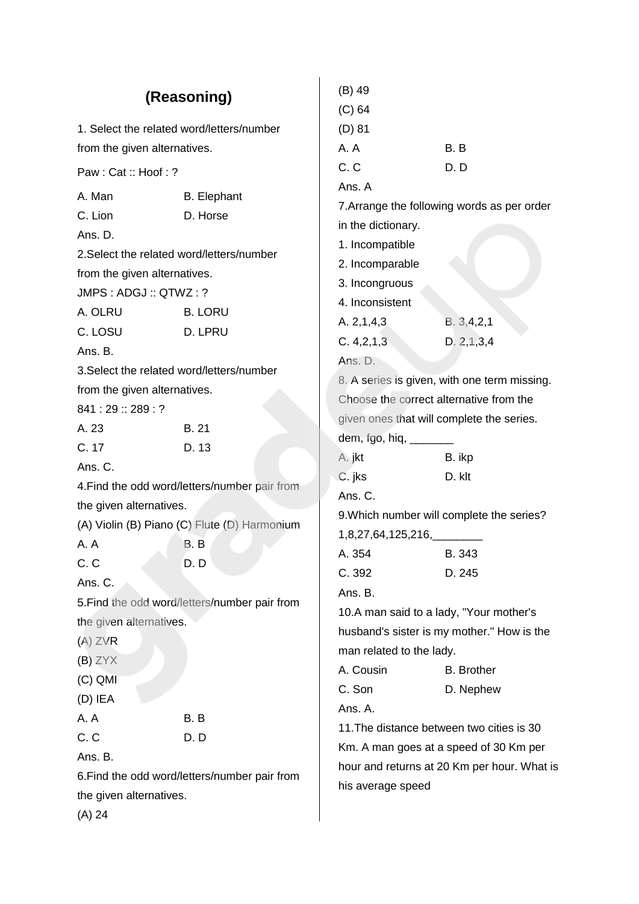# (Reasoning)

1. Select the related word/letters/number from the given alternatives.

Paw : Cat :: Hoof : ?

A. Man B. Elephant

C. Lion D. Horse

Ans. D.

2.Select the related word/letters/number from the given alternatives.

JMPS : ADGJ :: QTWZ : ?

A. OLRU B. LORU

C. LOSU D. LPRU

Ans. B.

3.Select the related word/letters/number from the given alternatives.

841 : 29 :: 289 : ?

A. 23 B. 21

C. 17 D. 13

Ans. C.

4.Find the odd word/letters/number pair from the given alternatives.

(A) Violin (B) Piano (C) Flute (D) Harmonium

A. A B. B

C. C D. D

Ans. C.

5.Find the odd word/letters/number pair from the given alternatives.

(A) ZVR

(B) ZYX

(C) QMI

(D) IEA

A. A B. B

C. C D. D

Ans. B.

6.Find the odd word/letters/number pair from the given alternatives.

(A) 24

(B) 49

(C) 64

(D) 81

A. A B. B

C. C D. D

Ans. A

7.Arrange the following words as per order in the dictionary.

1. Incompatible
2. Incomparable
3. Incongruous
4. Inconsistent

A. 2,1,4,3 B. 3,4,2,1

C. 4,2,1,3 D. 2,1,3,4

Ans. D.

8. A series is given, with one term missing. Choose the correct alternative from the given ones that will complete the series.

dem, fgo, hiq, _______

A. jkt B. ikp

C. jks D. klt

Ans. C.

9.Which number will complete the series?

1,8,27,64,125,216,________

A. 354 B. 343

C. 392 D. 245

Ans. B.

10.A man said to a lady, "Your mother's husband's sister is my mother." How is the man related to the lady.

A. Cousin B. Brother

C. Son D. Nephew

Ans. A.

11.The distance between two cities is 30 Km. A man goes at a speed of 30 Km per hour and returns at 20 Km per hour. What is his average speed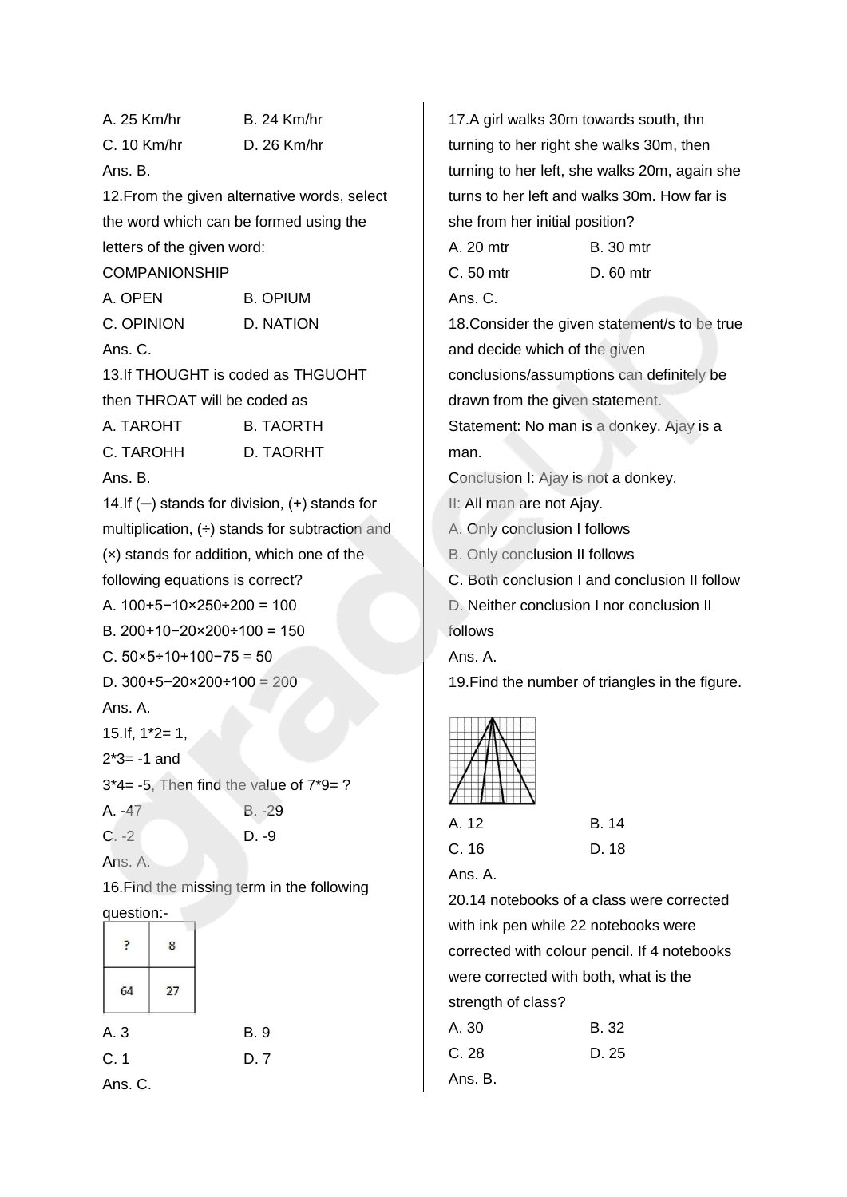A. 25 Km/hr B. 24 Km/hr

C. 10 Km/hr D. 26 Km/hr

Ans. B.

12.From the given alternative words, select the word which can be formed using the letters of the given word: COMPANIONSHIP

A. OPEN B. OPIUM

C. OPINION D. NATION

Ans. C.

13.If THOUGHT is coded as THGUOHT then THROAT will be coded as

A. TAROHT B. TAORTH

C. TAROHH D. TAORHT

Ans. B.

14.If (─) stands for division, (+) stands for multiplication, (÷) stands for subtraction and (×) stands for addition, which one of the following equations is correct?

A. 100+5−10×250÷200 = 100

B. 200+10−20×200÷100 = 150

C. 50×5÷10+100−75 = 50

D. 300+5−20×200÷100 = 200

Ans. A.

15.If, 1*2= 1,

2*3= -1 and

3*4= -5, Then find the value of 7*9= ?

A. -47 B. -29

C. -2 D. -9

Ans. A.

16.Find the missing term in the following question:-

| ? | 8 |
|---|---|
| 64 | 27 |

A. 3 B. 9

C. 1 D. 7

Ans. C.

17.A girl walks 30m towards south, thn turning to her right she walks 30m, then turning to her left, she walks 20m, again she turns to her left and walks 30m. How far is she from her initial position?

A. 20 mtr B. 30 mtr

C. 50 mtr D. 60 mtr

Ans. C.

18.Consider the given statement/s to be true and decide which of the given conclusions/assumptions can definitely be drawn from the given statement.

Statement: No man is a donkey. Ajay is a man.

Conclusion I: Ajay is not a donkey.

II: All man are not Ajay.

A. Only conclusion I follows

B. Only conclusion II follows

C. Both conclusion I and conclusion II follow

D. Neither conclusion I nor conclusion II follows

Ans. A.

19.Find the number of triangles in the figure.

A. 12 B. 14

C. 16 D. 18

Ans. A.

20.14 notebooks of a class were corrected with ink pen while 22 notebooks were corrected with colour pencil. If 4 notebooks were corrected with both, what is the strength of class?

A. 30 B. 32

C. 28 D. 25

Ans. B.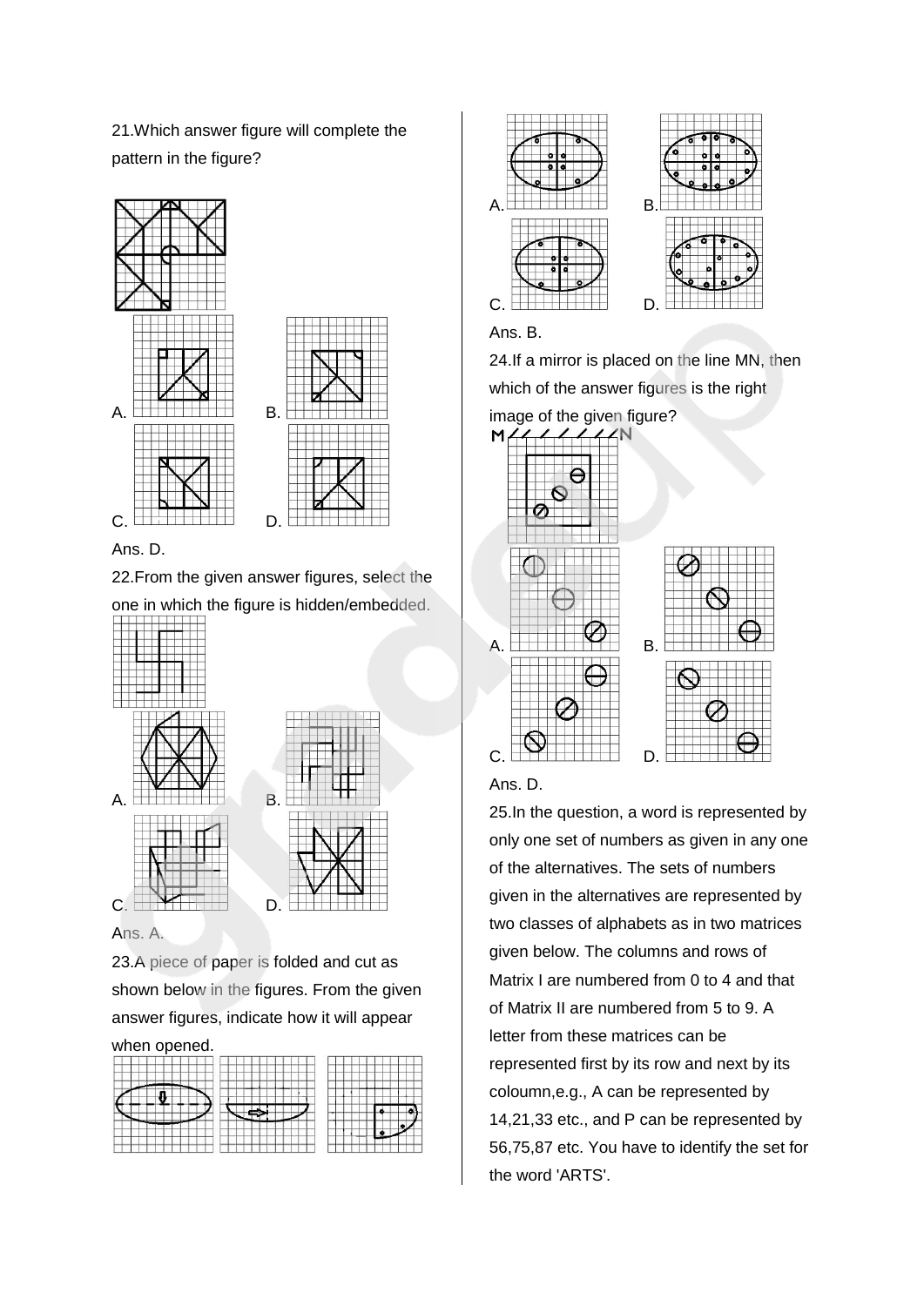21.Which answer figure will complete the pattern in the figure?

A. B.

C. D.

Ans. D.

22.From the given answer figures, select the one in which the figure is hidden/embedded.

A. B.

C. D.

Ans. A.

23.A piece of paper is folded and cut as shown below in the figures. From the given answer figures, indicate how it will appear when opened.

A. B.

C. D.

Ans. B.

24.If a mirror is placed on the line MN, then which of the answer figures is the right image of the given figure?

M N

A. B.

C. D.

Ans. D.

25.In the question, a word is represented by only one set of numbers as given in any one of the alternatives. The sets of numbers given in the alternatives are represented by two classes of alphabets as in two matrices given below. The columns and rows of Matrix I are numbered from 0 to 4 and that of Matrix II are numbered from 5 to 9. A letter from these matrices can be represented first by its row and next by its coloumn,e.g., A can be represented by 14,21,33 etc., and P can be represented by 56,75,87 etc. You have to identify the set for the word 'ARTS'.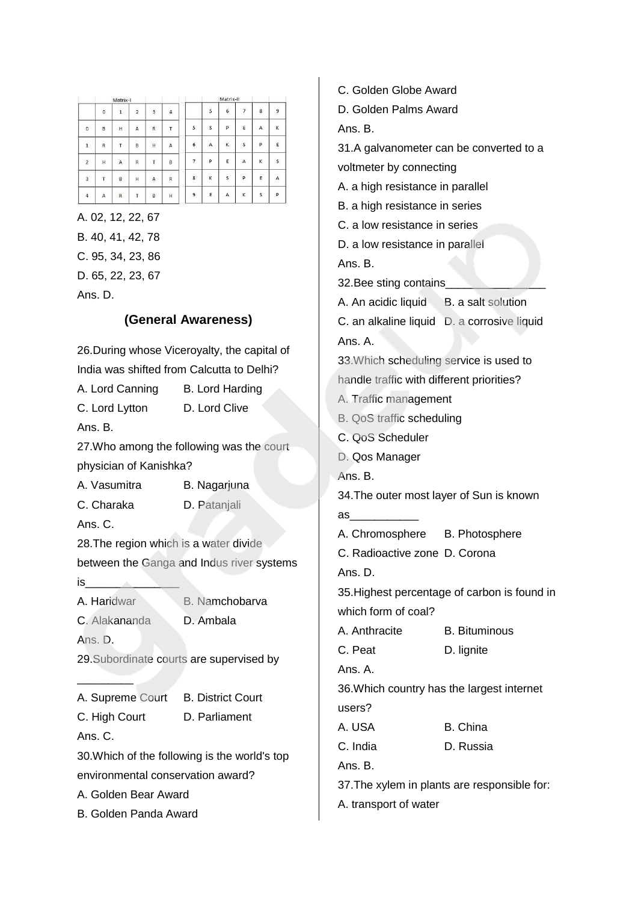| Matrix-I | | | | | |
|---|---|---|---|---|---|
| | 0 | 1 | 2 | 3 | 4 |
| 0 | B | H | A | R | T |
| 1 | R | T | B | H | A |
| 2 | H | A | R | T | B |
| 3 | T | B | H | A | R |
| 4 | A | R | T | B | H |

| Matrix-II | | | | | |
|---|---|---|---|---|---|
| | 5 | 6 | 7 | 8 | 9 |
| 5 | S | P | E | A | K |
| 6 | A | K | S | P | E |
| 7 | P | E | A | K | S |
| 8 | K | S | P | E | A |
| 9 | E | A | K | S | P |

A. 02, 12, 22, 67

B. 40, 41, 42, 78

C. 95, 34, 23, 86

D. 65, 22, 23, 67

Ans. D.

## (General Awareness)

26.During whose Viceroyalty, the capital of India was shifted from Calcutta to Delhi?

A. Lord Canning B. Lord Harding

C. Lord Lytton D. Lord Clive

Ans. B.

27.Who among the following was the court physician of Kanishka?

A. Vasumitra B. Nagarjuna

C. Charaka D. Patanjali

Ans. C.

28.The region which is a water divide between the Ganga and Indus river systems is________________

A. Haridwar B. Namchobarva

C. Alakananda D. Ambala

Ans. D.

29.Subordinate courts are supervised by _________

A. Supreme Court B. District Court

C. High Court D. Parliament

Ans. C.

30.Which of the following is the world's top environmental conservation award?

A. Golden Bear Award

B. Golden Panda Award

C. Golden Globe Award

D. Golden Palms Award

Ans. B.

31.A galvanometer can be converted to a voltmeter by connecting

A. a high resistance in parallel

B. a high resistance in series

C. a low resistance in series

D. a low resistance in parallel

Ans. B.

32.Bee sting contains________________

A. An acidic liquid B. a salt solution

C. an alkaline liquid D. a corrosive liquid

Ans. A.

33.Which scheduling service is used to handle traffic with different priorities?

A. Traffic management

B. QoS traffic scheduling

C. QoS Scheduler

D. Qos Manager

Ans. B.

34.The outer most layer of Sun is known as___________

A. Chromosphere B. Photosphere

C. Radioactive zone D. Corona

Ans. D.

35.Highest percentage of carbon is found in which form of coal?

A. Anthracite B. Bituminous

C. Peat D. lignite

Ans. A.

36.Which country has the largest internet users?

A. USA B. China

C. India D. Russia

Ans. B.

37.The xylem in plants are responsible for:

A. transport of water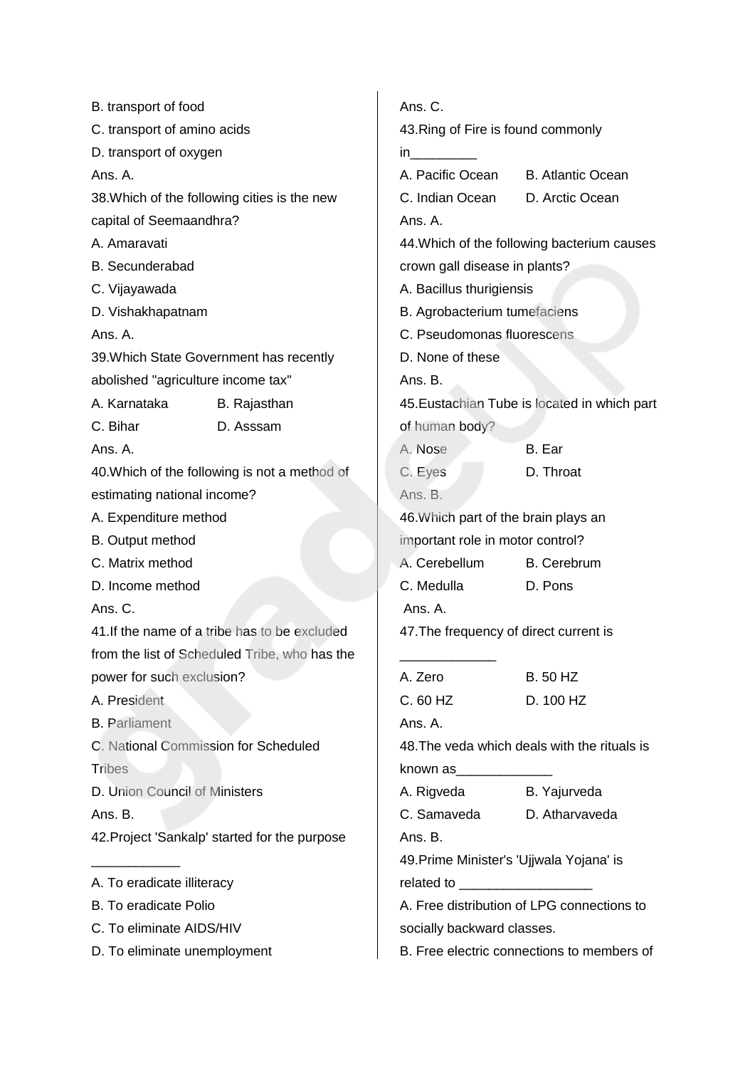B. transport of food

C. transport of amino acids

D. transport of oxygen

Ans. A.

38.Which of the following cities is the new capital of Seemaandhra?

A. Amaravati

B. Secunderabad

C. Vijayawada

D. Vishakhapatnam

Ans. A.

39.Which State Government has recently abolished "agriculture income tax"

A. Karnataka　　B. Rajasthan

C. Bihar　　D. Asssam

Ans. A.

40.Which of the following is not a method of estimating national income?

A. Expenditure method

B. Output method

C. Matrix method

D. Income method

Ans. C.

41.If the name of a tribe has to be excluded from the list of Scheduled Tribe, who has the power for such exclusion?

A. President

B. Parliament

C. National Commission for Scheduled Tribes

D. Union Council of Ministers

Ans. B.

42.Project 'Sankalp' started for the purpose ____________

A. To eradicate illiteracy

B. To eradicate Polio

C. To eliminate AIDS/HIV

D. To eliminate unemployment

Ans. C.

43.Ring of Fire is found commonly in_________

A. Pacific Ocean　　B. Atlantic Ocean

C. Indian Ocean　　D. Arctic Ocean

Ans. A.

44.Which of the following bacterium causes crown gall disease in plants?

A. Bacillus thurigiensis

B. Agrobacterium tumefaciens

C. Pseudomonas fluorescens

D. None of these

Ans. B.

45.Eustachian Tube is located in which part of human body?

A. Nose　　B. Ear

C. Eyes　　D. Throat

Ans. B.

46.Which part of the brain plays an important role in motor control?

A. Cerebellum　　B. Cerebrum

C. Medulla　　D. Pons

Ans. A.

47.The frequency of direct current is _____________

A. Zero　　B. 50 HZ

C. 60 HZ　　D. 100 HZ

Ans. A.

48.The veda which deals with the rituals is known as_____________

A. Rigveda　　B. Yajurveda

C. Samaveda　　D. Atharvaveda

Ans. B.

49.Prime Minister's 'Ujjwala Yojana' is related to __________________

A. Free distribution of LPG connections to socially backward classes.

B. Free electric connections to members of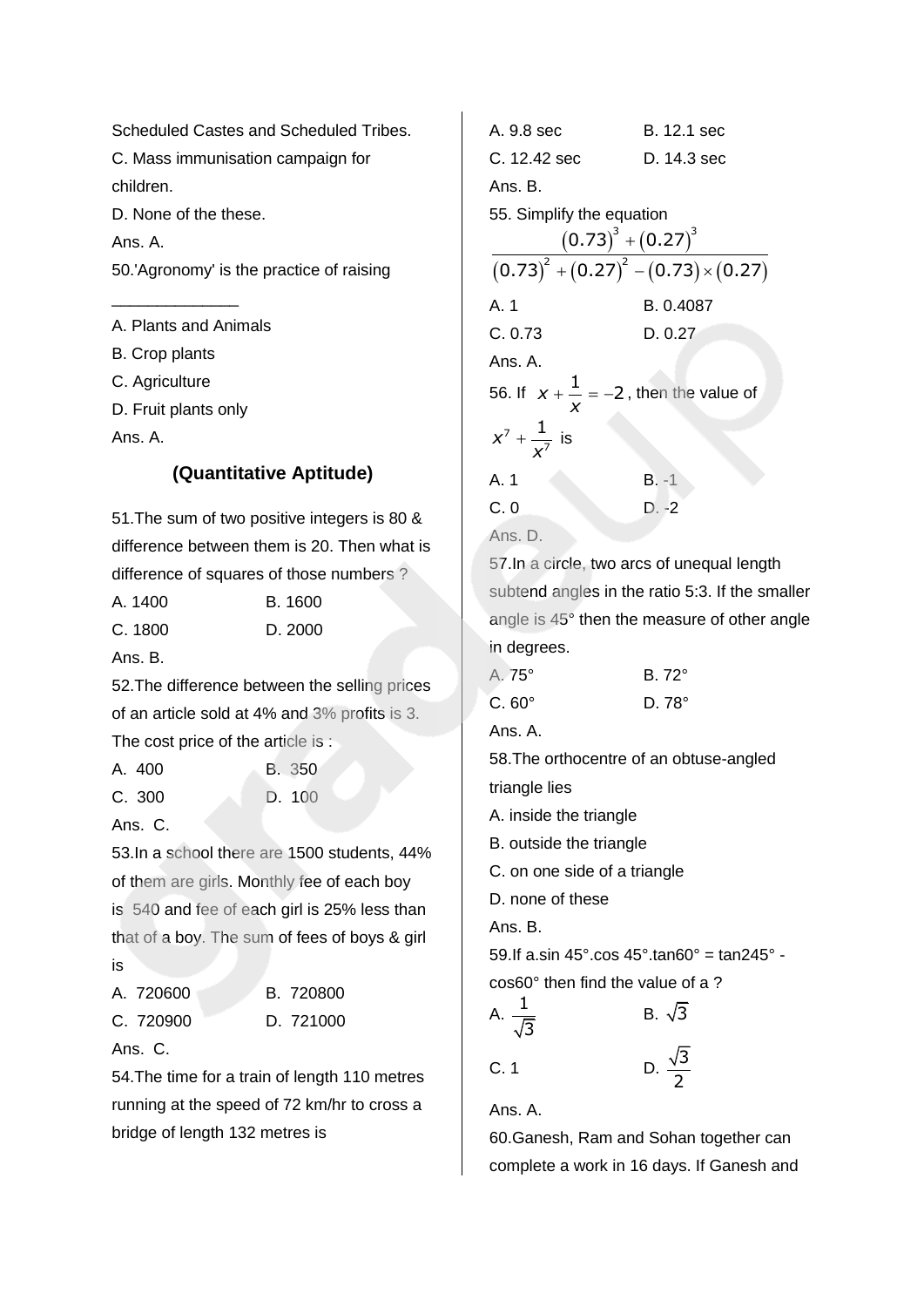Scheduled Castes and Scheduled Tribes.

C. Mass immunisation campaign for children.

D. None of the these.

Ans. A.

50.'Agronomy' is the practice of raising ______________

A. Plants and Animals

B. Crop plants

C. Agriculture

D. Fruit plants only

Ans. A.

## (Quantitative Aptitude)

51.The sum of two positive integers is 80 & difference between them is 20. Then what is difference of squares of those numbers ?

A. 1400 B. 1600

C. 1800 D. 2000

Ans. B.

52.The difference between the selling prices of an article sold at 4% and 3% profits is 3. The cost price of the article is :

A. 400 B. 350

C. 300 D. 100

Ans. C.

53.In a school there are 1500 students, 44% of them are girls. Monthly fee of each boy is 540 and fee of each girl is 25% less than that of a boy. The sum of fees of boys & girl is

A. 720600 B. 720800

C. 720900 D. 721000

Ans. C.

54.The time for a train of length 110 metres running at the speed of 72 km/hr to cross a bridge of length 132 metres is

A. 9.8 sec B. 12.1 sec

C. 12.42 sec D. 14.3 sec

Ans. B.

55. Simplify the equation

$$\frac{(0.73)^3 + (0.27)^3}{(0.73)^2 + (0.27)^2 - (0.73)\times(0.27)}$$

A. 1 B. 0.4087

C. 0.73 D. 0.27

Ans. A.

56. If $x + \frac{1}{x} = -2$, then the value of $x^7 + \frac{1}{x^7}$ is

A. 1 B. -1

C. 0 D. -2

Ans. D.

57.In a circle, two arcs of unequal length subtend angles in the ratio 5:3. If the smaller angle is 45° then the measure of other angle in degrees.

A. 75° B. 72°

C. 60° D. 78°

Ans. A.

58.The orthocentre of an obtuse-angled triangle lies

A. inside the triangle

B. outside the triangle

C. on one side of a triangle

D. none of these

Ans. B.

59.If a.sin 45°.cos 45°.tan60° = tan245° - cos60° then find the value of a ?

A. $\frac{1}{\sqrt{3}}$ B. $\sqrt{3}$

C. 1 D. $\frac{\sqrt{3}}{2}$

Ans. A.

60.Ganesh, Ram and Sohan together can complete a work in 16 days. If Ganesh and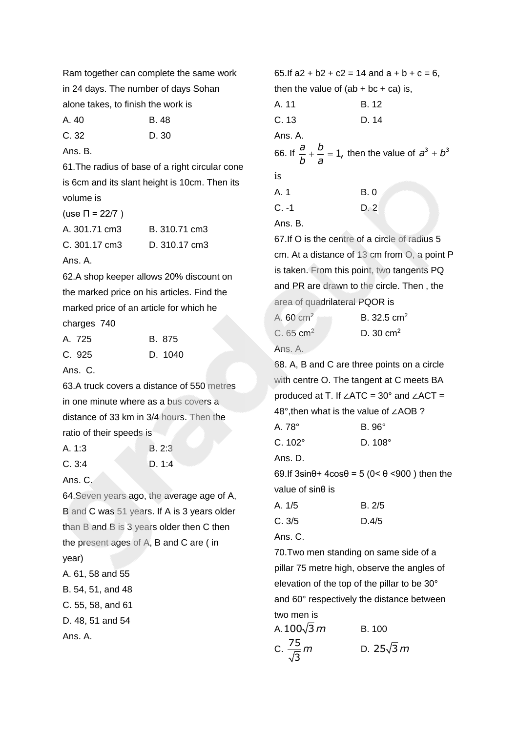Ram together can complete the same work in 24 days. The number of days Sohan alone takes, to finish the work is

A. 40 B. 48

C. 32 D. 30

Ans. B.

61.The radius of base of a right circular cone is 6cm and its slant height is 10cm. Then its volume is

(use Π = 22/7 )

A. 301.71 cm3 B. 310.71 cm3

C. 301.17 cm3 D. 310.17 cm3

Ans. A.

62.A shop keeper allows 20% discount on the marked price on his articles. Find the marked price of an article for which he charges 740

A. 725 B. 875

C. 925 D. 1040

Ans. C.

63.A truck covers a distance of 550 metres in one minute where as a bus covers a distance of 33 km in 3/4 hours. Then the ratio of their speeds is

A. 1:3 B. 2:3

C. 3:4 D. 1:4

Ans. C.

64.Seven years ago, the average age of A, B and C was 51 years. If A is 3 years older than B and B is 3 years older then C then the present ages of A, B and C are ( in year)

A. 61, 58 and 55

B. 54, 51, and 48

C. 55, 58, and 61

D. 48, 51 and 54

Ans. A.

65.If a2 + b2 + c2 = 14 and a + b + c = 6, then the value of (ab + bc + ca) is,

A. 11 B. 12

C. 13 D. 14

Ans. A.

66. If $\frac{a}{b} + \frac{b}{a} = 1$, then the value of $a^3 + b^3$ is

A. 1 B. 0

C. -1 D. 2

Ans. B.

67.If O is the centre of a circle of radius 5 cm. At a distance of 13 cm from O, a point P is taken. From this point, two tangents PQ and PR are drawn to the circle. Then , the area of quadrilateral PQOR is

A. 60 $cm^2$ B. 32.5 $cm^2$

C. 65 $cm^2$ D. 30 $cm^2$

Ans. A.

68. A, B and C are three points on a circle with centre O. The tangent at C meets BA produced at T. If ∠ATC = 30° and ∠ACT = 48°,then what is the value of ∠AOB ?

A. 78° B. 96°

C. 102° D. 108°

Ans. D.

69.If 3sinθ+ 4cosθ = 5 (0< θ <900 ) then the value of sinθ is

A. 1/5 B. 2/5

C. 3/5 D.4/5

Ans. C.

70.Two men standing on same side of a pillar 75 metre high, observe the angles of elevation of the top of the pillar to be 30° and 60° respectively the distance between two men is

A. $100\sqrt{3}\,m$ B. 100

C. $\frac{75}{\sqrt{3}}m$ D. $25\sqrt{3}\,m$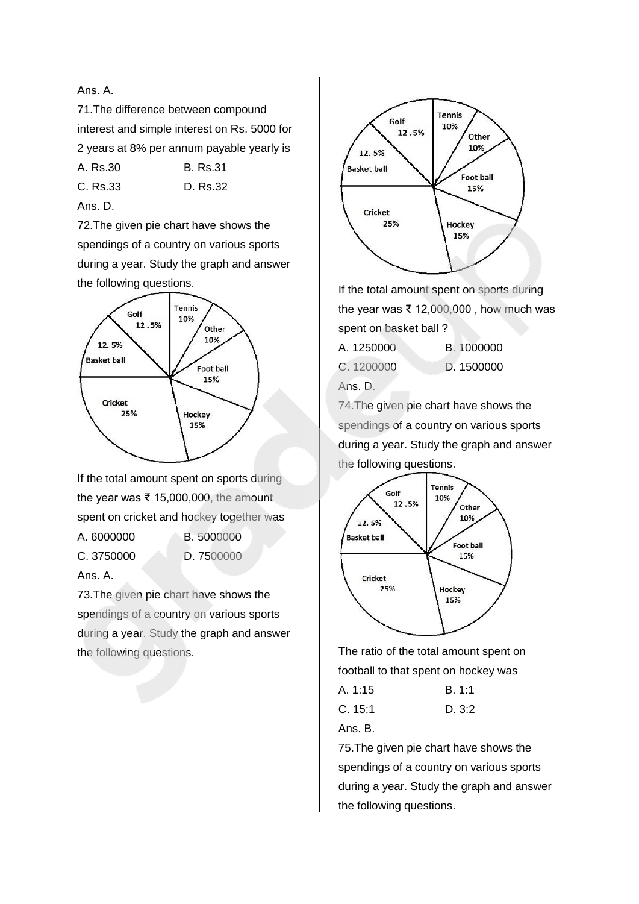Ans. A.

71.The difference between compound interest and simple interest on Rs. 5000 for 2 years at 8% per annum payable yearly is

A. Rs.30 B. Rs.31

C. Rs.33 D. Rs.32

Ans. D.

72.The given pie chart have shows the spendings of a country on various sports during a year. Study the graph and answer the following questions.

If the total amount spent on sports during the year was ₹ 15,000,000, the amount spent on cricket and hockey together was

A. 6000000 B. 5000000

C. 3750000 D. 7500000

Ans. A.

73.The given pie chart have shows the spendings of a country on various sports during a year. Study the graph and answer the following questions.

If the total amount spent on sports during the year was ₹ 12,000,000 , how much was spent on basket ball ?

A. 1250000 B. 1000000

C. 1200000 D. 1500000

Ans. D.

74.The given pie chart have shows the spendings of a country on various sports during a year. Study the graph and answer the following questions.

The ratio of the total amount spent on football to that spent on hockey was

A. 1:15 B. 1:1

C. 15:1 D. 3:2

Ans. B.

75.The given pie chart have shows the spendings of a country on various sports during a year. Study the graph and answer the following questions.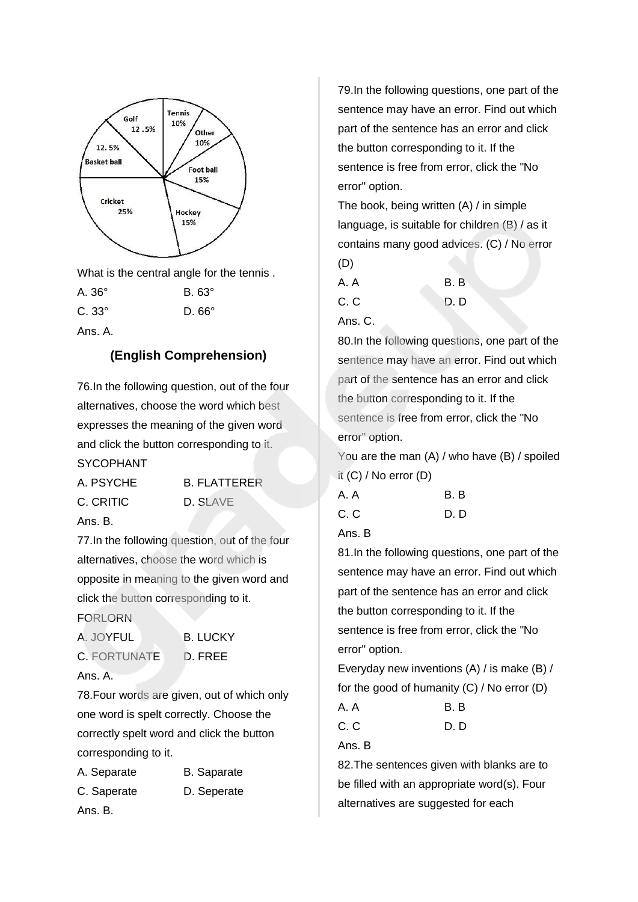What is the central angle for the tennis .

A. 36° B. 63°

C. 33° D. 66°

Ans. A.

## (English Comprehension)

76.In the following question, out of the four alternatives, choose the word which best expresses the meaning of the given word and click the button corresponding to it.

SYCOPHANT

A. PSYCHE B. FLATTERER

C. CRITIC D. SLAVE

Ans. B.

77.In the following question, out of the four alternatives, choose the word which is opposite in meaning to the given word and click the button corresponding to it.

FORLORN

A. JOYFUL B. LUCKY

C. FORTUNATE D. FREE

Ans. A.

78.Four words are given, out of which only one word is spelt correctly. Choose the correctly spelt word and click the button corresponding to it.

A. Separate B. Saparate

C. Saperate D. Seperate

Ans. B.

79.In the following questions, one part of the sentence may have an error. Find out which part of the sentence has an error and click the button corresponding to it. If the sentence is free from error, click the "No error" option.

The book, being written (A) / in simple language, is suitable for children (B) / as it contains many good advices. (C) / No error (D)

A. A B. B

C. C D. D

Ans. C.

80.In the following questions, one part of the sentence may have an error. Find out which part of the sentence has an error and click the button corresponding to it. If the sentence is free from error, click the "No error" option.

You are the man (A) / who have (B) / spoiled it (C) / No error (D)

A. A B. B

C. C D. D

Ans. B

81.In the following questions, one part of the sentence may have an error. Find out which part of the sentence has an error and click the button corresponding to it. If the sentence is free from error, click the "No error" option.

Everyday new inventions (A) / is make (B) / for the good of humanity (C) / No error (D)

A. A B. B

C. C D. D

Ans. B

82.The sentences given with blanks are to be filled with an appropriate word(s). Four alternatives are suggested for each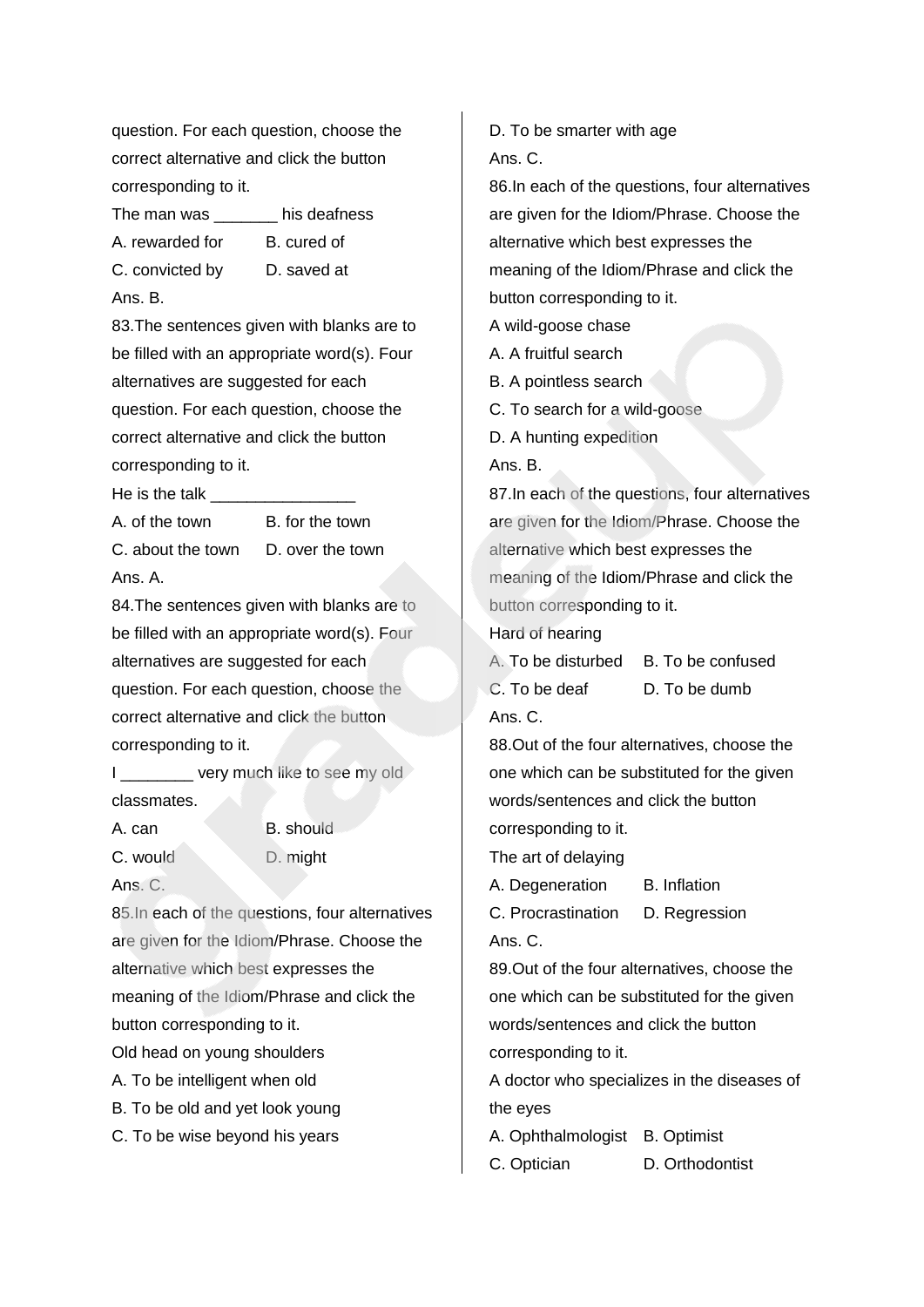question. For each question, choose the correct alternative and click the button corresponding to it.

The man was _______ his deafness

A. rewarded for B. cured of

C. convicted by D. saved at

Ans. B.

83.The sentences given with blanks are to be filled with an appropriate word(s). Four alternatives are suggested for each question. For each question, choose the correct alternative and click the button corresponding to it.

He is the talk ________________

A. of the town B. for the town

C. about the town D. over the town

Ans. A.

84.The sentences given with blanks are to be filled with an appropriate word(s). Four alternatives are suggested for each question. For each question, choose the correct alternative and click the button corresponding to it.

I ________ very much like to see my old classmates.

A. can B. should

C. would D. might

Ans. C.

85.In each of the questions, four alternatives are given for the Idiom/Phrase. Choose the alternative which best expresses the meaning of the Idiom/Phrase and click the button corresponding to it.

Old head on young shoulders

A. To be intelligent when old

B. To be old and yet look young

C. To be wise beyond his years

D. To be smarter with age

Ans. C.

86.In each of the questions, four alternatives are given for the Idiom/Phrase. Choose the alternative which best expresses the meaning of the Idiom/Phrase and click the button corresponding to it.

A wild-goose chase

A. A fruitful search

B. A pointless search

C. To search for a wild-goose

D. A hunting expedition

Ans. B.

87.In each of the questions, four alternatives are given for the Idiom/Phrase. Choose the alternative which best expresses the meaning of the Idiom/Phrase and click the button corresponding to it.

Hard of hearing

A. To be disturbed B. To be confused

C. To be deaf D. To be dumb

Ans. C.

88.Out of the four alternatives, choose the one which can be substituted for the given words/sentences and click the button corresponding to it.

The art of delaying

A. Degeneration B. Inflation

C. Procrastination D. Regression

Ans. C.

89.Out of the four alternatives, choose the one which can be substituted for the given words/sentences and click the button corresponding to it.

A doctor who specializes in the diseases of the eyes

A. Ophthalmologist B. Optimist

C. Optician D. Orthodontist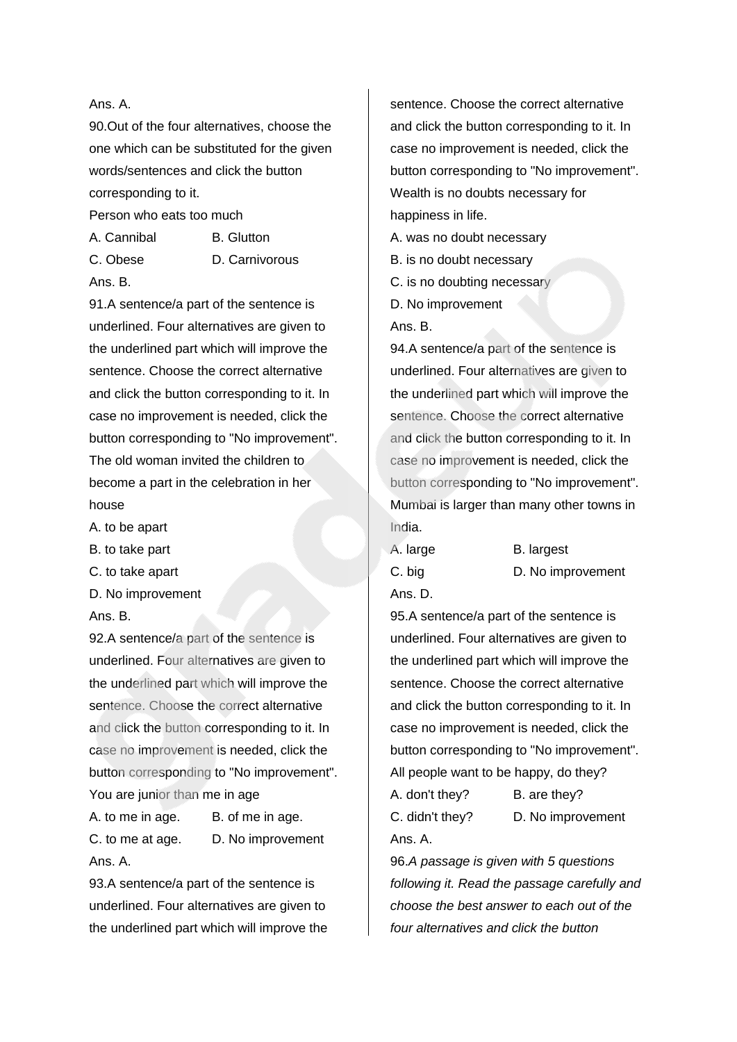Ans. A.

90.Out of the four alternatives, choose the one which can be substituted for the given words/sentences and click the button corresponding to it.

Person who eats too much

A. Cannibal
B. Glutton
C. Obese
D. Carnivorous

Ans. B.

91.A sentence/a part of the sentence is underlined. Four alternatives are given to the underlined part which will improve the sentence. Choose the correct alternative and click the button corresponding to it. In case no improvement is needed, click the button corresponding to "No improvement".

The old woman invited the children to become a part in the celebration in her house

A. to be apart
B. to take part
C. to take apart
D. No improvement

Ans. B.

92.A sentence/a part of the sentence is underlined. Four alternatives are given to the underlined part which will improve the sentence. Choose the correct alternative and click the button corresponding to it. In case no improvement is needed, click the button corresponding to "No improvement".

You are junior than me in age

A. to me in age.
B. of me in age.
C. to me at age.
D. No improvement

Ans. A.

93.A sentence/a part of the sentence is underlined. Four alternatives are given to the underlined part which will improve the sentence. Choose the correct alternative and click the button corresponding to it. In case no improvement is needed, click the button corresponding to "No improvement".

Wealth is no doubts necessary for happiness in life.

A. was no doubt necessary
B. is no doubt necessary
C. is no doubting necessary
D. No improvement

Ans. B.

94.A sentence/a part of the sentence is underlined. Four alternatives are given to the underlined part which will improve the sentence. Choose the correct alternative and click the button corresponding to it. In case no improvement is needed, click the button corresponding to "No improvement".

Mumbai is larger than many other towns in India.

A. large
B. largest
C. big
D. No improvement

Ans. D.

95.A sentence/a part of the sentence is underlined. Four alternatives are given to the underlined part which will improve the sentence. Choose the correct alternative and click the button corresponding to it. In case no improvement is needed, click the button corresponding to "No improvement".

All people want to be happy, do they?

A. don't they?
B. are they?
C. didn't they?
D. No improvement

Ans. A.

96.*A passage is given with 5 questions following it. Read the passage carefully and choose the best answer to each out of the four alternatives and click the button*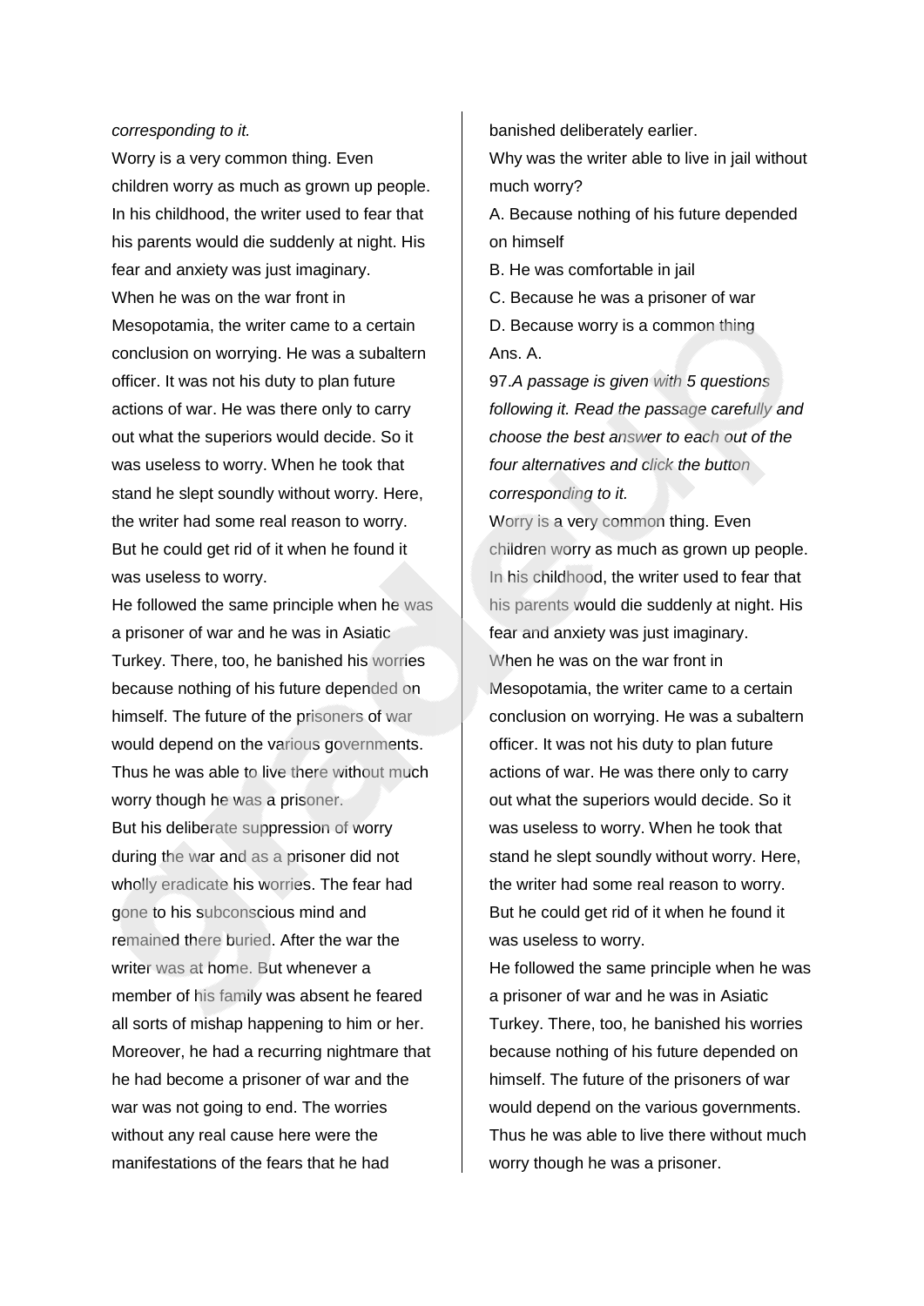*corresponding to it.*

Worry is a very common thing. Even children worry as much as grown up people. In his childhood, the writer used to fear that his parents would die suddenly at night. His fear and anxiety was just imaginary.

When he was on the war front in Mesopotamia, the writer came to a certain conclusion on worrying. He was a subaltern officer. It was not his duty to plan future actions of war. He was there only to carry out what the superiors would decide. So it was useless to worry. When he took that stand he slept soundly without worry. Here, the writer had some real reason to worry. But he could get rid of it when he found it was useless to worry.

He followed the same principle when he was a prisoner of war and he was in Asiatic Turkey. There, too, he banished his worries because nothing of his future depended on himself. The future of the prisoners of war would depend on the various governments. Thus he was able to live there without much worry though he was a prisoner.

But his deliberate suppression of worry during the war and as a prisoner did not wholly eradicate his worries. The fear had gone to his subconscious mind and remained there buried. After the war the writer was at home. But whenever a member of his family was absent he feared all sorts of mishap happening to him or her. Moreover, he had a recurring nightmare that he had become a prisoner of war and the war was not going to end. The worries without any real cause here were the manifestations of the fears that he had banished deliberately earlier.

Why was the writer able to live in jail without much worry?

A. Because nothing of his future depended on himself

B. He was comfortable in jail

C. Because he was a prisoner of war

D. Because worry is a common thing

Ans. A.

97.*A passage is given with 5 questions following it. Read the passage carefully and choose the best answer to each out of the four alternatives and click the button corresponding to it.*

Worry is a very common thing. Even children worry as much as grown up people. In his childhood, the writer used to fear that his parents would die suddenly at night. His fear and anxiety was just imaginary.

When he was on the war front in Mesopotamia, the writer came to a certain conclusion on worrying. He was a subaltern officer. It was not his duty to plan future actions of war. He was there only to carry out what the superiors would decide. So it was useless to worry. When he took that stand he slept soundly without worry. Here, the writer had some real reason to worry. But he could get rid of it when he found it was useless to worry.

He followed the same principle when he was a prisoner of war and he was in Asiatic Turkey. There, too, he banished his worries because nothing of his future depended on himself. The future of the prisoners of war would depend on the various governments. Thus he was able to live there without much worry though he was a prisoner.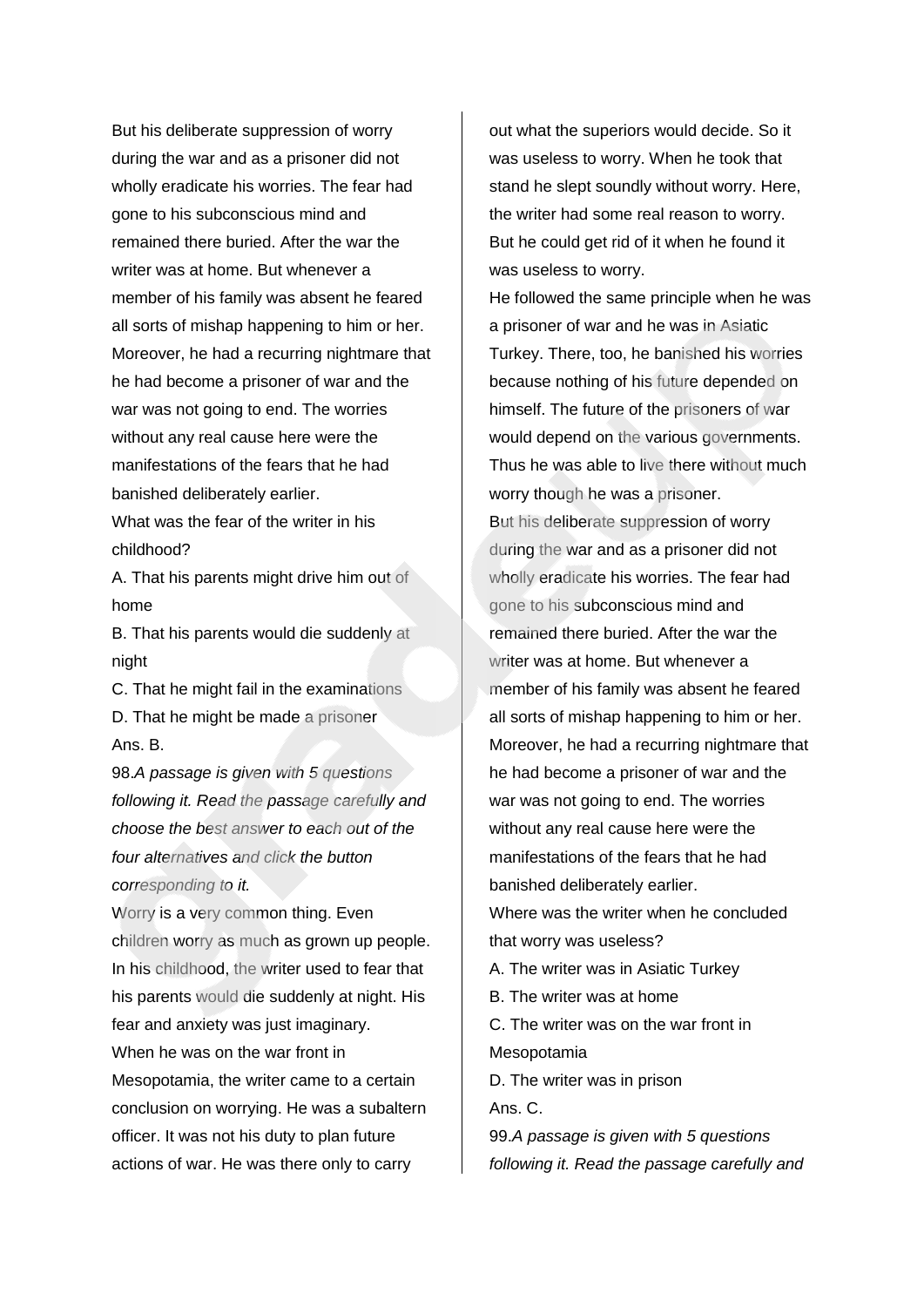But his deliberate suppression of worry during the war and as a prisoner did not wholly eradicate his worries. The fear had gone to his subconscious mind and remained there buried. After the war the writer was at home. But whenever a member of his family was absent he feared all sorts of mishap happening to him or her. Moreover, he had a recurring nightmare that he had become a prisoner of war and the war was not going to end. The worries without any real cause here were the manifestations of the fears that he had banished deliberately earlier.

What was the fear of the writer in his childhood?

A. That his parents might drive him out of home

B. That his parents would die suddenly at night

C. That he might fail in the examinations

D. That he might be made a prisoner

Ans. B.

98.*A passage is given with 5 questions following it. Read the passage carefully and choose the best answer to each out of the four alternatives and click the button corresponding to it.*

Worry is a very common thing. Even children worry as much as grown up people. In his childhood, the writer used to fear that his parents would die suddenly at night. His fear and anxiety was just imaginary.

When he was on the war front in Mesopotamia, the writer came to a certain conclusion on worrying. He was a subaltern officer. It was not his duty to plan future actions of war. He was there only to carry out what the superiors would decide. So it was useless to worry. When he took that stand he slept soundly without worry. Here, the writer had some real reason to worry. But he could get rid of it when he found it was useless to worry.

He followed the same principle when he was a prisoner of war and he was in Asiatic Turkey. There, too, he banished his worries because nothing of his future depended on himself. The future of the prisoners of war would depend on the various governments. Thus he was able to live there without much worry though he was a prisoner.

But his deliberate suppression of worry during the war and as a prisoner did not wholly eradicate his worries. The fear had gone to his subconscious mind and remained there buried. After the war the writer was at home. But whenever a member of his family was absent he feared all sorts of mishap happening to him or her. Moreover, he had a recurring nightmare that he had become a prisoner of war and the war was not going to end. The worries without any real cause here were the manifestations of the fears that he had banished deliberately earlier.

Where was the writer when he concluded that worry was useless?

A. The writer was in Asiatic Turkey

B. The writer was at home

C. The writer was on the war front in Mesopotamia

D. The writer was in prison

Ans. C.

99.*A passage is given with 5 questions following it. Read the passage carefully and*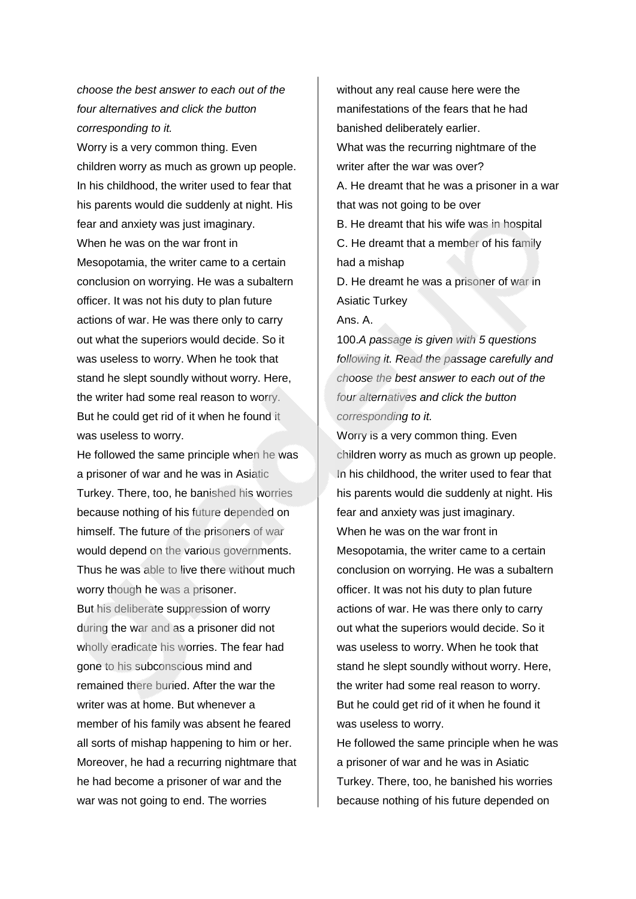*choose the best answer to each out of the four alternatives and click the button corresponding to it.*

Worry is a very common thing. Even children worry as much as grown up people. In his childhood, the writer used to fear that his parents would die suddenly at night. His fear and anxiety was just imaginary.

When he was on the war front in Mesopotamia, the writer came to a certain conclusion on worrying. He was a subaltern officer. It was not his duty to plan future actions of war. He was there only to carry out what the superiors would decide. So it was useless to worry. When he took that stand he slept soundly without worry. Here, the writer had some real reason to worry. But he could get rid of it when he found it was useless to worry.

He followed the same principle when he was a prisoner of war and he was in Asiatic Turkey. There, too, he banished his worries because nothing of his future depended on himself. The future of the prisoners of war would depend on the various governments. Thus he was able to live there without much worry though he was a prisoner.

But his deliberate suppression of worry during the war and as a prisoner did not wholly eradicate his worries. The fear had gone to his subconscious mind and remained there buried. After the war the writer was at home. But whenever a member of his family was absent he feared all sorts of mishap happening to him or her. Moreover, he had a recurring nightmare that he had become a prisoner of war and the war was not going to end. The worries without any real cause here were the manifestations of the fears that he had banished deliberately earlier.

What was the recurring nightmare of the writer after the war was over?

A. He dreamt that he was a prisoner in a war that was not going to be over

B. He dreamt that his wife was in hospital

C. He dreamt that a member of his family had a mishap

D. He dreamt he was a prisoner of war in Asiatic Turkey

Ans. A.

100.*A passage is given with 5 questions following it. Read the passage carefully and choose the best answer to each out of the four alternatives and click the button corresponding to it.*

Worry is a very common thing. Even children worry as much as grown up people. In his childhood, the writer used to fear that his parents would die suddenly at night. His fear and anxiety was just imaginary.

When he was on the war front in Mesopotamia, the writer came to a certain conclusion on worrying. He was a subaltern officer. It was not his duty to plan future actions of war. He was there only to carry out what the superiors would decide. So it was useless to worry. When he took that stand he slept soundly without worry. Here, the writer had some real reason to worry. But he could get rid of it when he found it was useless to worry.

He followed the same principle when he was a prisoner of war and he was in Asiatic Turkey. There, too, he banished his worries because nothing of his future depended on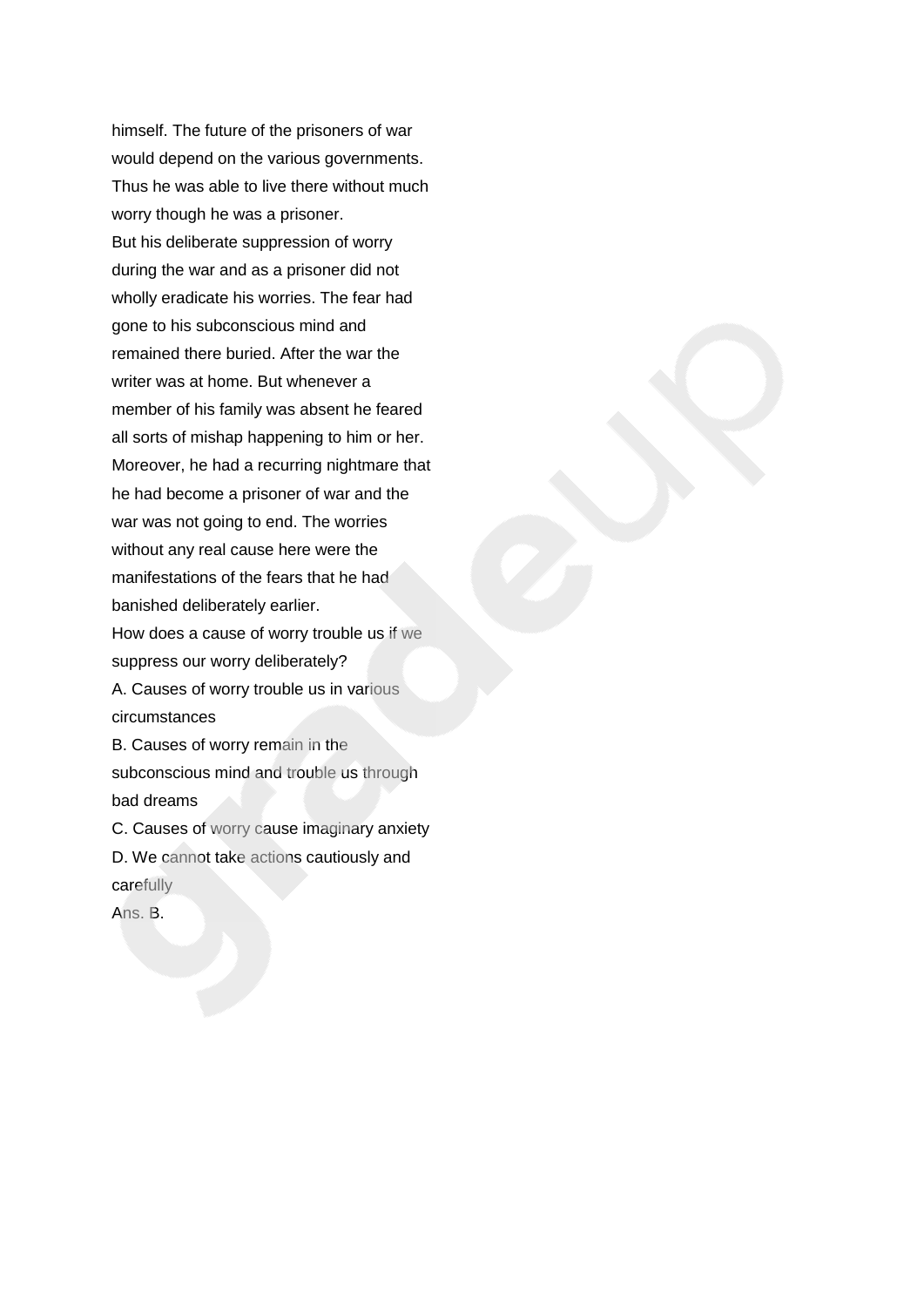himself. The future of the prisoners of war would depend on the various governments. Thus he was able to live there without much worry though he was a prisoner.

But his deliberate suppression of worry during the war and as a prisoner did not wholly eradicate his worries. The fear had gone to his subconscious mind and remained there buried. After the war the writer was at home. But whenever a member of his family was absent he feared all sorts of mishap happening to him or her. Moreover, he had a recurring nightmare that he had become a prisoner of war and the war was not going to end. The worries without any real cause here were the manifestations of the fears that he had banished deliberately earlier.

How does a cause of worry trouble us if we suppress our worry deliberately?

A. Causes of worry trouble us in various circumstances

B. Causes of worry remain in the subconscious mind and trouble us through bad dreams

C. Causes of worry cause imaginary anxiety

D. We cannot take actions cautiously and carefully

Ans. B.